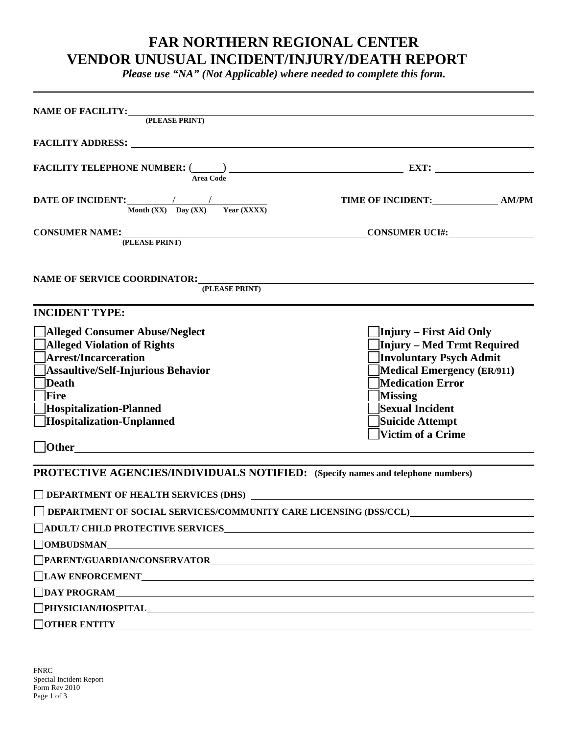# FAR NORTHERN REGIONAL CENTER
# VENDOR UNUSUAL INCIDENT/INJURY/DEATH REPORT

***Please use "NA" (Not Applicable) where needed to complete this form.***

---

**NAME OF FACILITY:** ______________________________________________
**(PLEASE PRINT)**

**FACILITY ADDRESS:** ______________________________________________

**FACILITY TELEPHONE NUMBER:** (______) ____________________ **EXT:** __________
**Area Code**

**DATE OF INCIDENT:** ______/______/__________ **TIME OF INCIDENT:** __________ **AM/PM**
**Month (XX) Day (XX) Year (XXXX)**

**CONSUMER NAME:** ______________________________ **CONSUMER UCI#:** __________
**(PLEASE PRINT)**

**NAME OF SERVICE COORDINATOR:** ______________________________________________
**(PLEASE PRINT)**

---

## INCIDENT TYPE:

- ☐ **Alleged Consumer Abuse/Neglect**
- ☐ **Alleged Violation of Rights**
- ☐ **Arrest/Incarceration**
- ☐ **Assaultive/Self-Injurious Behavior**
- ☐ **Death**
- ☐ **Fire**
- ☐ **Hospitalization-Planned**
- ☐ **Hospitalization-Unplanned**
- ☐ **Injury – First Aid Only**
- ☐ **Injury – Med Trmt Required**
- ☐ **Involuntary Psych Admit**
- ☐ **Medical Emergency (ER/911)**
- ☐ **Medication Error**
- ☐ **Missing**
- ☐ **Sexual Incident**
- ☐ **Suicide Attempt**
- ☐ **Victim of a Crime**
- ☐ **Other** ______________________________________________

---

## PROTECTIVE AGENCIES/INDIVIDUALS NOTIFIED: (Specify names and telephone numbers)

- ☐ **DEPARTMENT OF HEALTH SERVICES (DHS)** ______________________________
- ☐ **DEPARTMENT OF SOCIAL SERVICES/COMMUNITY CARE LICENSING (DSS/CCL)** ______________________________
- ☐ **ADULT/ CHILD PROTECTIVE SERVICES** ______________________________
- ☐ **OMBUDSMAN** ______________________________
- ☐ **PARENT/GUARDIAN/CONSERVATOR** ______________________________
- ☐ **LAW ENFORCEMENT** ______________________________
- ☐ **DAY PROGRAM** ______________________________
- ☐ **PHYSICIAN/HOSPITAL** ______________________________
- ☐ **OTHER ENTITY** ______________________________

FNRC
Special Incident Report
Form Rev 2010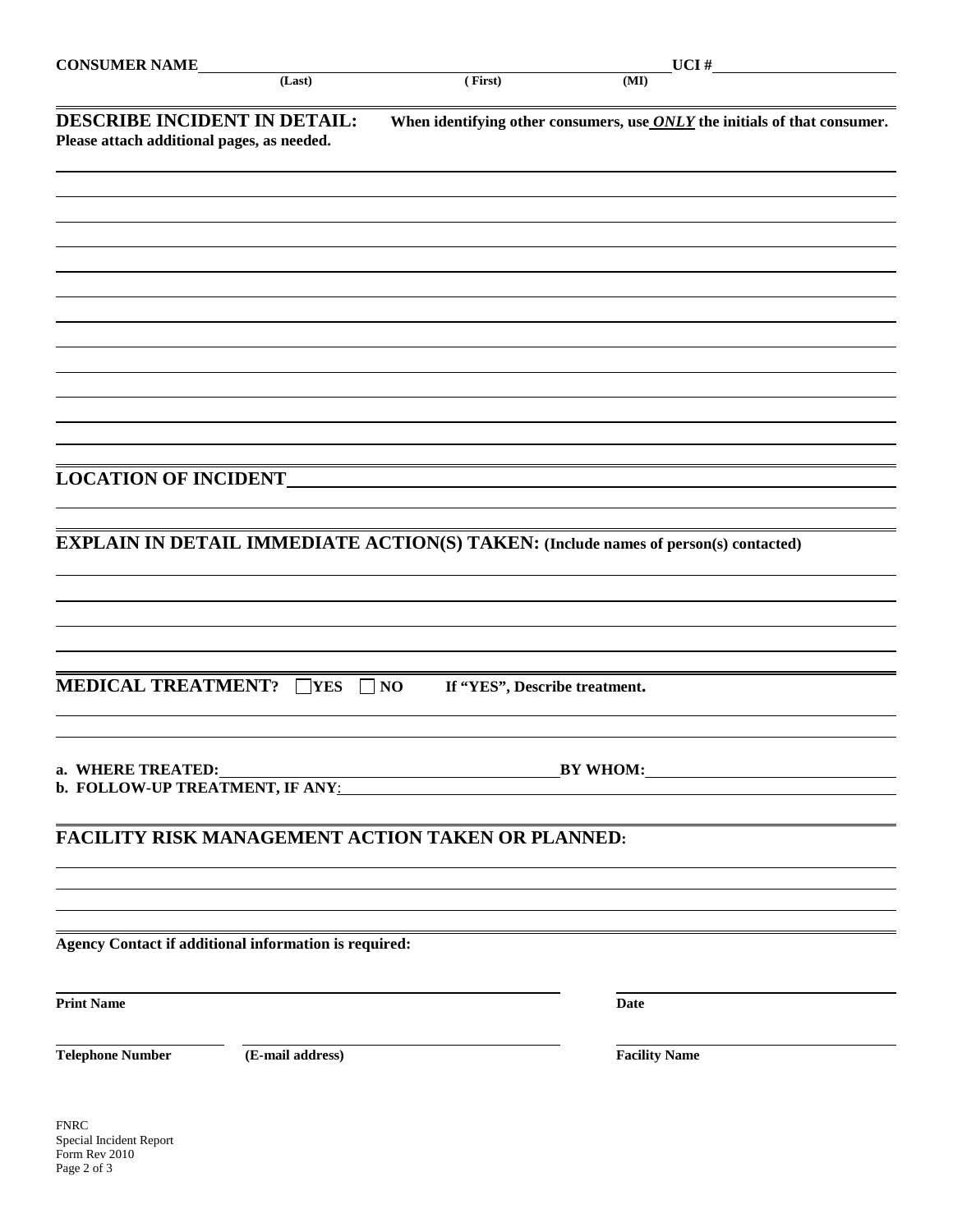**CONSUMER NAME** ______________________ ______________________ ______ **UCI #** ______________

(Last) ( First) (MI)

**DESCRIBE INCIDENT IN DETAIL:** **When identifying other consumers, use *ONLY* the initials of that consumer.**

**Please attach additional pages, as needed.**

## LOCATION OF INCIDENT

## EXPLAIN IN DETAIL IMMEDIATE ACTION(S) TAKEN: (Include names of person(s) contacted)

## MEDICAL TREATMENT? ☐ YES ☐ NO **If "YES", Describe treatment.**

**a. WHERE TREATED:** ______________________ **BY WHOM:** ______________________

**b. FOLLOW-UP TREATMENT, IF ANY:** ______________________

## FACILITY RISK MANAGEMENT ACTION TAKEN OR PLANNED:

**Agency Contact if additional information is required:**

**Print Name** ______________________ **Date** ______________

**Telephone Number** ______________ **(E-mail address)** ______________ **Facility Name** ______________

FNRC
Special Incident Report
Form Rev 2010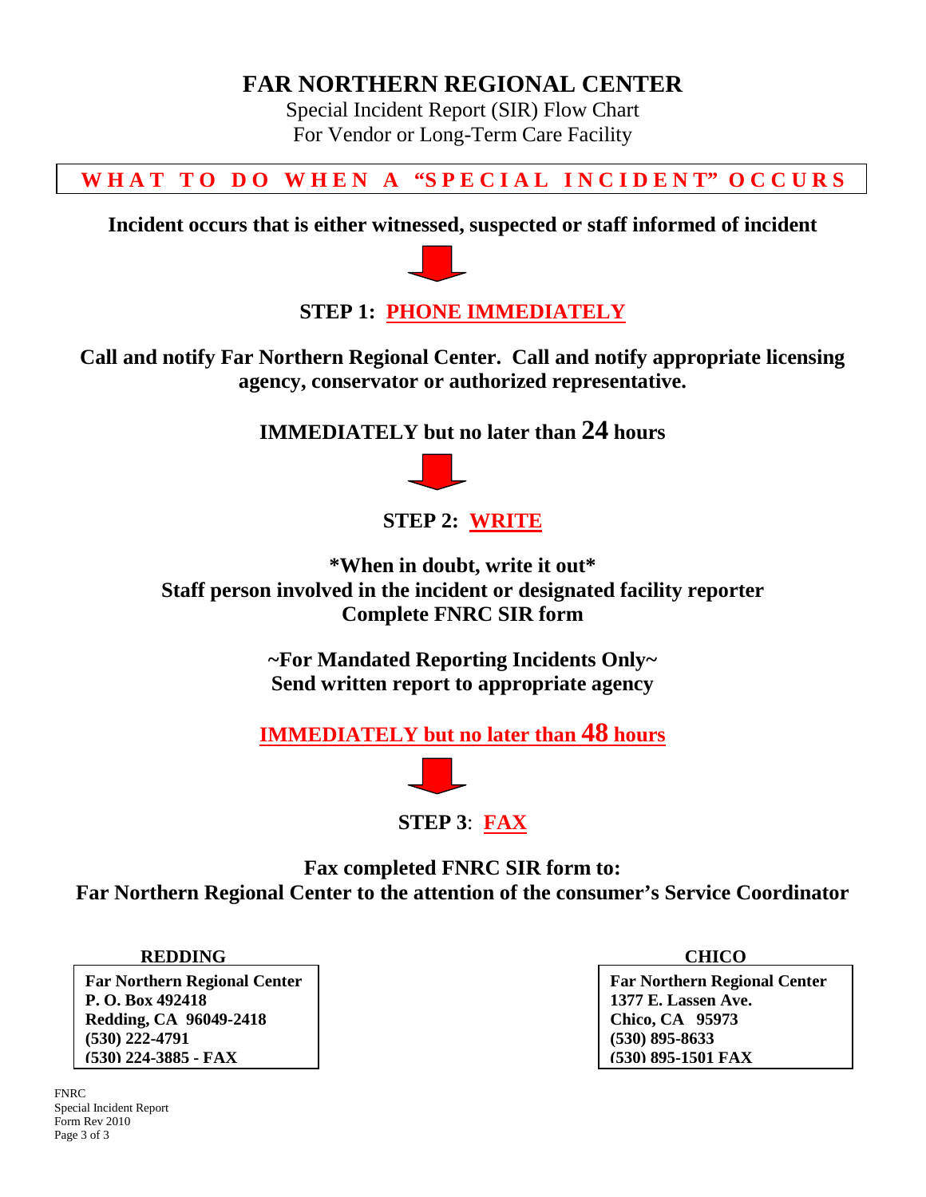# FAR NORTHERN REGIONAL CENTER

Special Incident Report (SIR) Flow Chart
For Vendor or Long-Term Care Facility

## WHAT TO DO WHEN A "SPECIAL INCIDENT" OCCURS

**Incident occurs that is either witnessed, suspected or staff informed of incident**

### STEP 1: PHONE IMMEDIATELY

**Call and notify Far Northern Regional Center. Call and notify appropriate licensing agency, conservator or authorized representative.**

**IMMEDIATELY but no later than 24 hours**

### STEP 2: WRITE

**\*When in doubt, write it out\***
**Staff person involved in the incident or designated facility reporter**
**Complete FNRC SIR form**

**~For Mandated Reporting Incidents Only~**
**Send written report to appropriate agency**

**IMMEDIATELY but no later than 48 hours**

### STEP 3: FAX

**Fax completed FNRC SIR form to:**
**Far Northern Regional Center to the attention of the consumer's Service Coordinator**

**REDDING**

**Far Northern Regional Center**
**P. O. Box 492418**
**Redding, CA 96049-2418**
**(530) 222-4791**
**(530) 224-3885 - FAX**

**CHICO**

**Far Northern Regional Center**
**1377 E. Lassen Ave.**
**Chico, CA 95973**
**(530) 895-8633**
**(530) 895-1501 FAX**

FNRC
Special Incident Report
Form Rev 2010